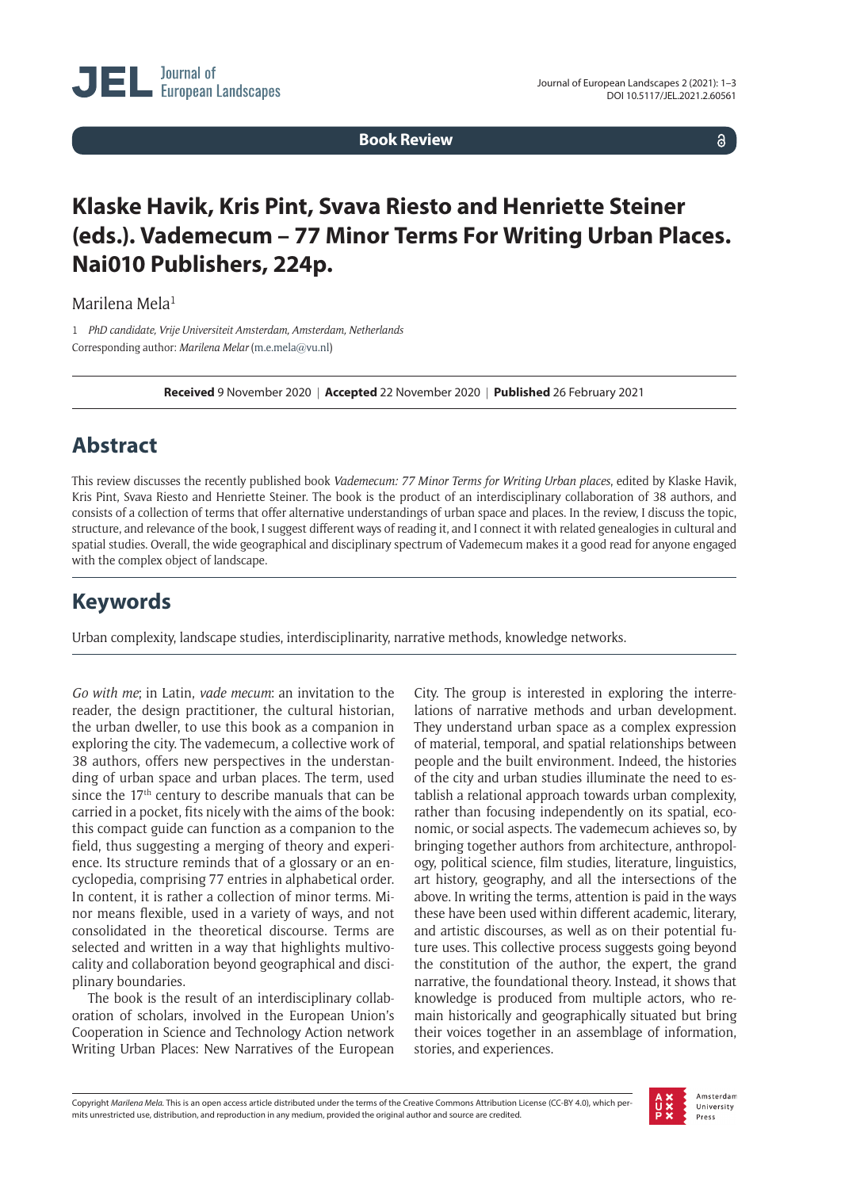Book Review

# Klaske Havik, Kris Pint, Svava Riesto and Henriette Steiner (eds.). Vademecum – 77 Minor Terms For Writing Urban Places. Nai010 Publishers, 224p.

Marilena Mela[1]

1 *PhD candidate, Vrije Universiteit Amsterdam, Amsterdam, Netherlands*
Corresponding author: *Marilena Melar* (m.e.mela@vu.nl)

**Received** 9 November 2020 | **Accepted** 22 November 2020 | **Published** 26 February 2021

## Abstract

This review discusses the recently published book *Vademecum: 77 Minor Terms for Writing Urban places*, edited by Klaske Havik, Kris Pint, Svava Riesto and Henriette Steiner. The book is the product of an interdisciplinary collaboration of 38 authors, and consists of a collection of terms that offer alternative understandings of urban space and places. In the review, I discuss the topic, structure, and relevance of the book, I suggest different ways of reading it, and I connect it with related genealogies in cultural and spatial studies. Overall, the wide geographical and disciplinary spectrum of Vademecum makes it a good read for anyone engaged with the complex object of landscape.

## Keywords

Urban complexity, landscape studies, interdisciplinarity, narrative methods, knowledge networks.

*Go with me*; in Latin, *vade mecum*: an invitation to the reader, the design practitioner, the cultural historian, the urban dweller, to use this book as a companion in exploring the city. The vademecum, a collective work of 38 authors, offers new perspectives in the understanding of urban space and urban places. The term, used since the 17th century to describe manuals that can be carried in a pocket, fits nicely with the aims of the book: this compact guide can function as a companion to the field, thus suggesting a merging of theory and experience. Its structure reminds that of a glossary or an encyclopedia, comprising 77 entries in alphabetical order. In content, it is rather a collection of minor terms. Minor means flexible, used in a variety of ways, and not consolidated in the theoretical discourse. Terms are selected and written in a way that highlights multivocality and collaboration beyond geographical and disciplinary boundaries.

The book is the result of an interdisciplinary collaboration of scholars, involved in the European Union's Cooperation in Science and Technology Action network Writing Urban Places: New Narratives of the European City. The group is interested in exploring the interrelations of narrative methods and urban development. They understand urban space as a complex expression of material, temporal, and spatial relationships between people and the built environment. Indeed, the histories of the city and urban studies illuminate the need to establish a relational approach towards urban complexity, rather than focusing independently on its spatial, economic, or social aspects. The vademecum achieves so, by bringing together authors from architecture, anthropology, political science, film studies, literature, linguistics, art history, geography, and all the intersections of the above. In writing the terms, attention is paid in the ways these have been used within different academic, literary, and artistic discourses, as well as on their potential future uses. This collective process suggests going beyond the constitution of the author, the expert, the grand narrative, the foundational theory. Instead, it shows that knowledge is produced from multiple actors, who remain historically and geographically situated but bring their voices together in an assemblage of information, stories, and experiences.

Copyright *Marilena Mela*. This is an open access article distributed under the terms of the Creative Commons Attribution License (CC-BY 4.0), which permits unrestricted use, distribution, and reproduction in any medium, provided the original author and source are credited.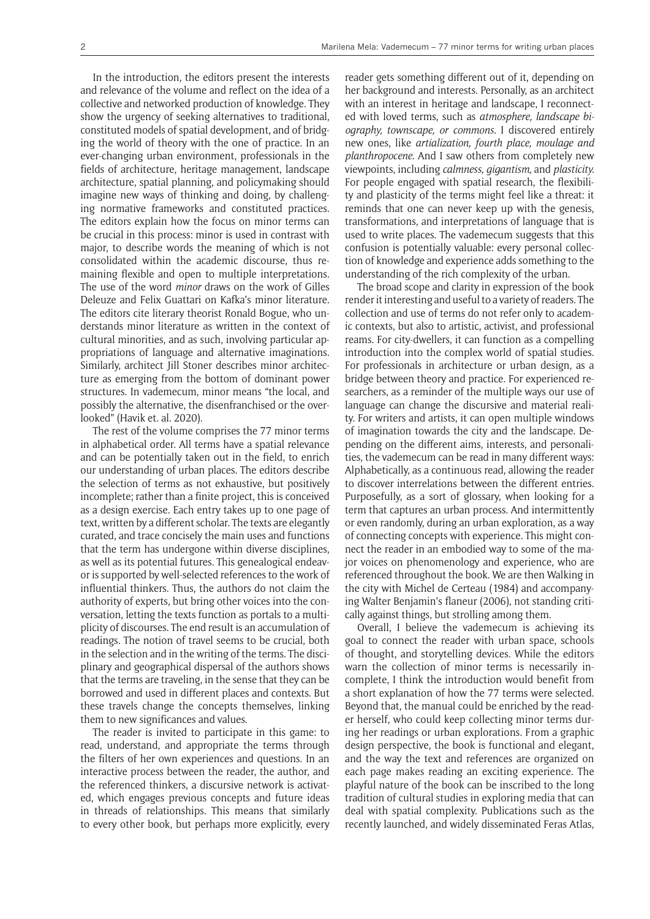In the introduction, the editors present the interests and relevance of the volume and reflect on the idea of a collective and networked production of knowledge. They show the urgency of seeking alternatives to traditional, constituted models of spatial development, and of bridging the world of theory with the one of practice. In an ever-changing urban environment, professionals in the fields of architecture, heritage management, landscape architecture, spatial planning, and policymaking should imagine new ways of thinking and doing, by challenging normative frameworks and constituted practices. The editors explain how the focus on minor terms can be crucial in this process: minor is used in contrast with major, to describe words the meaning of which is not consolidated within the academic discourse, thus remaining flexible and open to multiple interpretations. The use of the word *minor* draws on the work of Gilles Deleuze and Felix Guattari on Kafka's minor literature. The editors cite literary theorist Ronald Bogue, who understands minor literature as written in the context of cultural minorities, and as such, involving particular appropriations of language and alternative imaginations. Similarly, architect Jill Stoner describes minor architecture as emerging from the bottom of dominant power structures. In vademecum, minor means "the local, and possibly the alternative, the disenfranchised or the overlooked" (Havik et. al. 2020).

The rest of the volume comprises the 77 minor terms in alphabetical order. All terms have a spatial relevance and can be potentially taken out in the field, to enrich our understanding of urban places. The editors describe the selection of terms as not exhaustive, but positively incomplete; rather than a finite project, this is conceived as a design exercise. Each entry takes up to one page of text, written by a different scholar. The texts are elegantly curated, and trace concisely the main uses and functions that the term has undergone within diverse disciplines, as well as its potential futures. This genealogical endeavor is supported by well-selected references to the work of influential thinkers. Thus, the authors do not claim the authority of experts, but bring other voices into the conversation, letting the texts function as portals to a multiplicity of discourses. The end result is an accumulation of readings. The notion of travel seems to be crucial, both in the selection and in the writing of the terms. The disciplinary and geographical dispersal of the authors shows that the terms are traveling, in the sense that they can be borrowed and used in different places and contexts. But these travels change the concepts themselves, linking them to new significances and values.

The reader is invited to participate in this game: to read, understand, and appropriate the terms through the filters of her own experiences and questions. In an interactive process between the reader, the author, and the referenced thinkers, a discursive network is activated, which engages previous concepts and future ideas in threads of relationships. This means that similarly to every other book, but perhaps more explicitly, every reader gets something different out of it, depending on her background and interests. Personally, as an architect with an interest in heritage and landscape, I reconnected with loved terms, such as *atmosphere, landscape biography, townscape, or commons.* I discovered entirely new ones, like *artialization, fourth place, moulage and planthropocene.* And I saw others from completely new viewpoints, including *calmness, gigantism,* and *plasticity.* For people engaged with spatial research, the flexibility and plasticity of the terms might feel like a threat: it reminds that one can never keep up with the genesis, transformations, and interpretations of language that is used to write places. The vademecum suggests that this confusion is potentially valuable: every personal collection of knowledge and experience adds something to the understanding of the rich complexity of the urban.

The broad scope and clarity in expression of the book render it interesting and useful to a variety of readers. The collection and use of terms do not refer only to academic contexts, but also to artistic, activist, and professional reams. For city-dwellers, it can function as a compelling introduction into the complex world of spatial studies. For professionals in architecture or urban design, as a bridge between theory and practice. For experienced researchers, as a reminder of the multiple ways our use of language can change the discursive and material reality. For writers and artists, it can open multiple windows of imagination towards the city and the landscape. Depending on the different aims, interests, and personalities, the vademecum can be read in many different ways: Alphabetically, as a continuous read, allowing the reader to discover interrelations between the different entries. Purposefully, as a sort of glossary, when looking for a term that captures an urban process. And intermittently or even randomly, during an urban exploration, as a way of connecting concepts with experience. This might connect the reader in an embodied way to some of the major voices on phenomenology and experience, who are referenced throughout the book. We are then Walking in the city with Michel de Certeau (1984) and accompanying Walter Benjamin's flaneur (2006), not standing critically against things, but strolling among them.

Overall, I believe the vademecum is achieving its goal to connect the reader with urban space, schools of thought, and storytelling devices. While the editors warn the collection of minor terms is necessarily incomplete, I think the introduction would benefit from a short explanation of how the 77 terms were selected. Beyond that, the manual could be enriched by the reader herself, who could keep collecting minor terms during her readings or urban explorations. From a graphic design perspective, the book is functional and elegant, and the way the text and references are organized on each page makes reading an exciting experience. The playful nature of the book can be inscribed to the long tradition of cultural studies in exploring media that can deal with spatial complexity. Publications such as the recently launched, and widely disseminated Feras Atlas,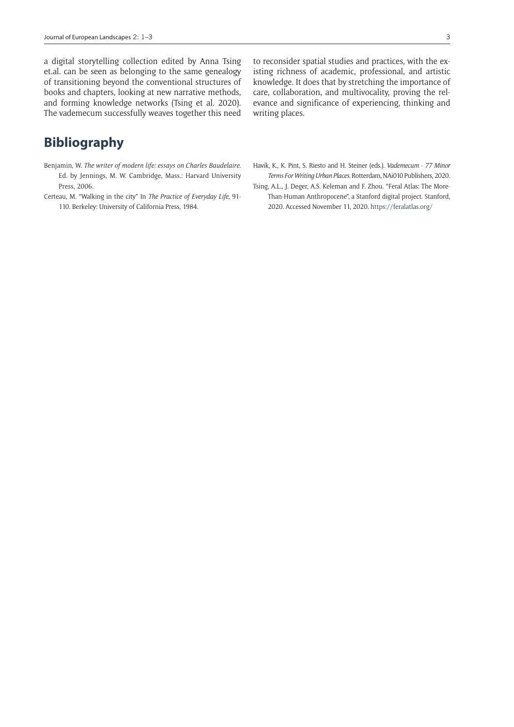a digital storytelling collection edited by Anna Tsing et.al. can be seen as belonging to the same genealogy of transitioning beyond the conventional structures of books and chapters, looking at new narrative methods, and forming knowledge networks (Tsing et al. 2020). The vademecum successfully weaves together this need to reconsider spatial studies and practices, with the existing richness of academic, professional, and artistic knowledge. It does that by stretching the importance of care, collaboration, and multivocality, proving the relevance and significance of experiencing, thinking and writing places.

## Bibliography

Benjamin, W. *The writer of modern life: essays on Charles Baudelaire*. Ed. by Jennings, M. W. Cambridge, Mass.: Harvard University Press, 2006.

Certeau, M. "Walking in the city" In *The Practice of Everyday Life*, 91-110. Berkeley: University of California Press, 1984.

Havik, K., K. Pint, S. Riesto and H. Steiner (eds.). *Vademecum - 77 Minor Terms For Writing Urban Places*. Rotterdam, NAi010 Publishers, 2020.

Tsing, A.L., J. Deger, A.S. Keleman and F. Zhou. "Feral Atlas: The More-Than-Human Anthropocene", a Stanford digital project. Stanford, 2020. Accessed November 11, 2020. https://feralatlas.org/